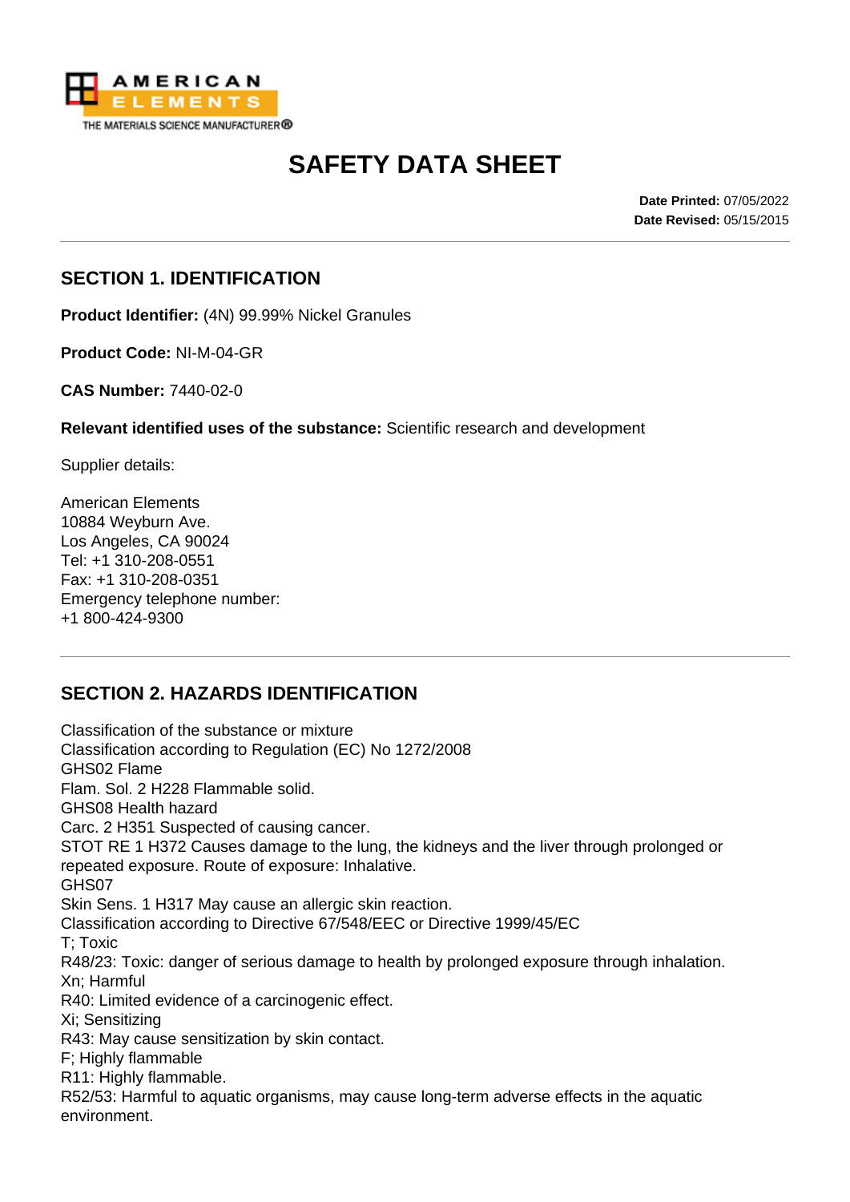AMERICAN ELEMENTS
THE MATERIALS SCIENCE MANUFACTURER®

# SAFETY DATA SHEET

**Date Printed:** 07/05/2022
**Date Revised:** 05/15/2015

## SECTION 1. IDENTIFICATION

**Product Identifier:** (4N) 99.99% Nickel Granules

**Product Code:** NI-M-04-GR

**CAS Number:** 7440-02-0

**Relevant identified uses of the substance:** Scientific research and development

Supplier details:

American Elements
10884 Weyburn Ave.
Los Angeles, CA 90024
Tel: +1 310-208-0551
Fax: +1 310-208-0351
Emergency telephone number:
+1 800-424-9300

## SECTION 2. HAZARDS IDENTIFICATION

Classification of the substance or mixture
Classification according to Regulation (EC) No 1272/2008
GHS02 Flame
Flam. Sol. 2 H228 Flammable solid.
GHS08 Health hazard
Carc. 2 H351 Suspected of causing cancer.
STOT RE 1 H372 Causes damage to the lung, the kidneys and the liver through prolonged or repeated exposure. Route of exposure: Inhalative.
GHS07
Skin Sens. 1 H317 May cause an allergic skin reaction.
Classification according to Directive 67/548/EEC or Directive 1999/45/EC
T; Toxic
R48/23: Toxic: danger of serious damage to health by prolonged exposure through inhalation.
Xn; Harmful
R40: Limited evidence of a carcinogenic effect.
Xi; Sensitizing
R43: May cause sensitization by skin contact.
F; Highly flammable
R11: Highly flammable.
R52/53: Harmful to aquatic organisms, may cause long-term adverse effects in the aquatic environment.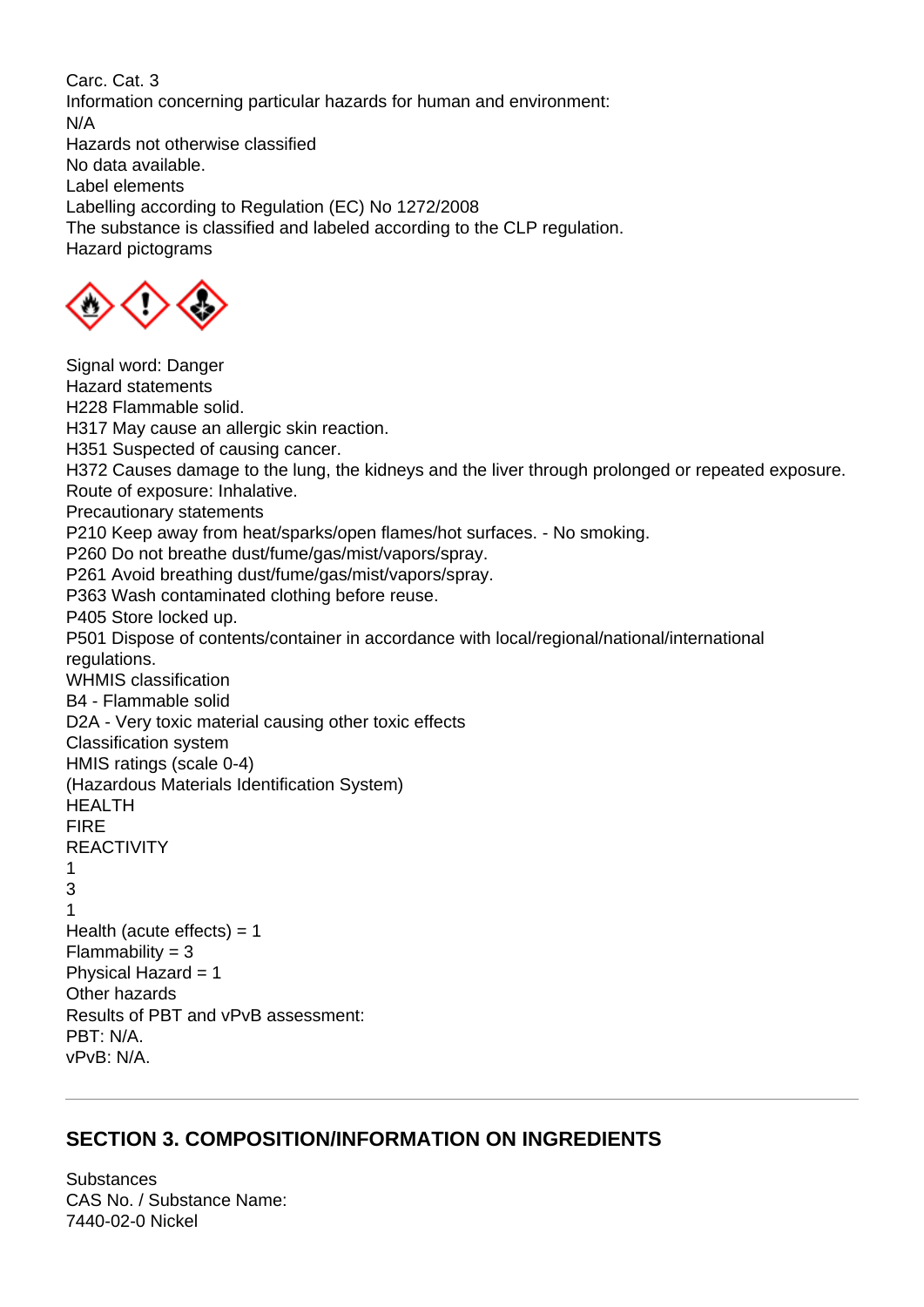Carc. Cat. 3

Information concerning particular hazards for human and environment:

N/A

Hazards not otherwise classified

No data available.

Label elements

Labelling according to Regulation (EC) No 1272/2008

The substance is classified and labeled according to the CLP regulation.

Hazard pictograms

Signal word: Danger

Hazard statements

H228 Flammable solid.

H317 May cause an allergic skin reaction.

H351 Suspected of causing cancer.

H372 Causes damage to the lung, the kidneys and the liver through prolonged or repeated exposure.

Route of exposure: Inhalative.

Precautionary statements

P210 Keep away from heat/sparks/open flames/hot surfaces. - No smoking.

P260 Do not breathe dust/fume/gas/mist/vapors/spray.

P261 Avoid breathing dust/fume/gas/mist/vapors/spray.

P363 Wash contaminated clothing before reuse.

P405 Store locked up.

P501 Dispose of contents/container in accordance with local/regional/national/international regulations.

WHMIS classification

B4 - Flammable solid

D2A - Very toxic material causing other toxic effects

Classification system

HMIS ratings (scale 0-4)

(Hazardous Materials Identification System)

HEALTH

FIRE

REACTIVITY

1

3

1

Health (acute effects) = 1

Flammability = 3

Physical Hazard = 1

Other hazards

Results of PBT and vPvB assessment:

PBT: N/A.

vPvB: N/A.

---

## SECTION 3. COMPOSITION/INFORMATION ON INGREDIENTS

Substances

CAS No. / Substance Name:

7440-02-0 Nickel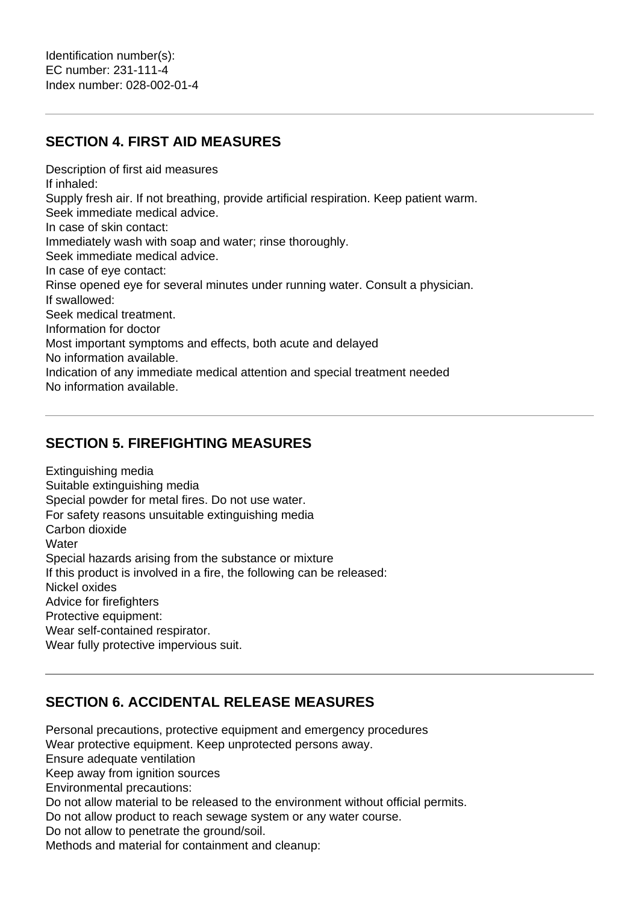Identification number(s):
EC number: 231-111-4
Index number: 028-002-01-4

---

## SECTION 4. FIRST AID MEASURES

Description of first aid measures
If inhaled:
Supply fresh air. If not breathing, provide artificial respiration. Keep patient warm.
Seek immediate medical advice.
In case of skin contact:
Immediately wash with soap and water; rinse thoroughly.
Seek immediate medical advice.
In case of eye contact:
Rinse opened eye for several minutes under running water. Consult a physician.
If swallowed:
Seek medical treatment.
Information for doctor
Most important symptoms and effects, both acute and delayed
No information available.
Indication of any immediate medical attention and special treatment needed
No information available.

---

## SECTION 5. FIREFIGHTING MEASURES

Extinguishing media
Suitable extinguishing media
Special powder for metal fires. Do not use water.
For safety reasons unsuitable extinguishing media
Carbon dioxide
Water
Special hazards arising from the substance or mixture
If this product is involved in a fire, the following can be released:
Nickel oxides
Advice for firefighters
Protective equipment:
Wear self-contained respirator.
Wear fully protective impervious suit.

---

## SECTION 6. ACCIDENTAL RELEASE MEASURES

Personal precautions, protective equipment and emergency procedures
Wear protective equipment. Keep unprotected persons away.
Ensure adequate ventilation
Keep away from ignition sources
Environmental precautions:
Do not allow material to be released to the environment without official permits.
Do not allow product to reach sewage system or any water course.
Do not allow to penetrate the ground/soil.
Methods and material for containment and cleanup: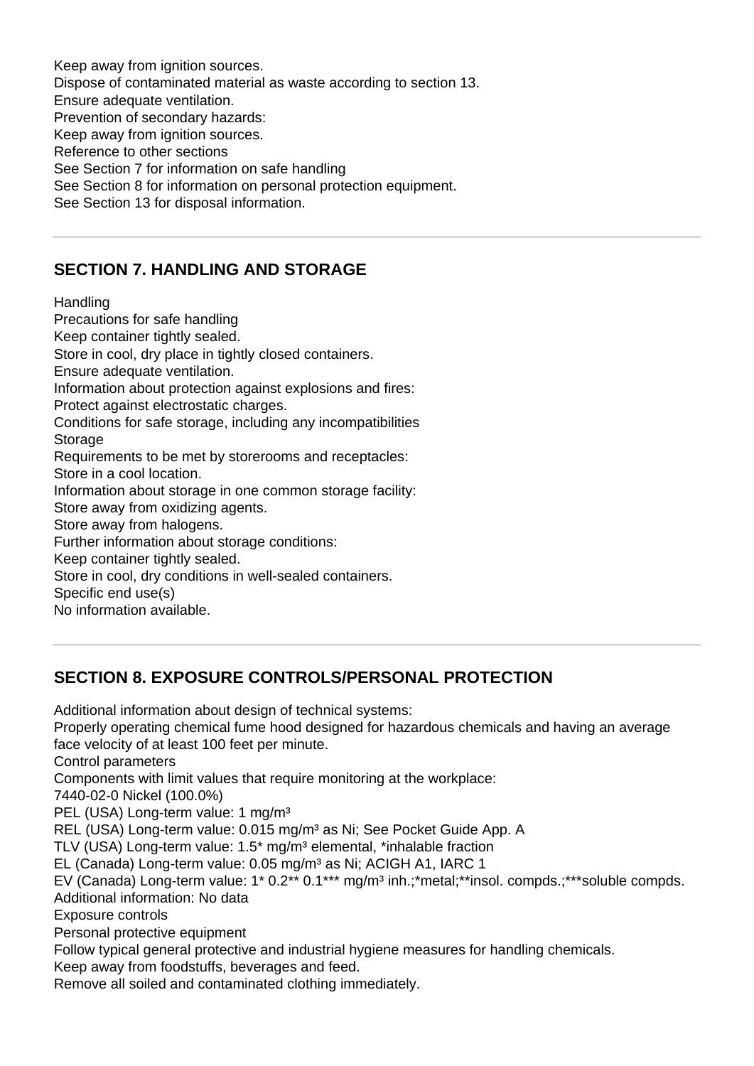Keep away from ignition sources.
Dispose of contaminated material as waste according to section 13.
Ensure adequate ventilation.
Prevention of secondary hazards:
Keep away from ignition sources.
Reference to other sections
See Section 7 for information on safe handling
See Section 8 for information on personal protection equipment.
See Section 13 for disposal information.

---

## SECTION 7. HANDLING AND STORAGE

Handling
Precautions for safe handling
Keep container tightly sealed.
Store in cool, dry place in tightly closed containers.
Ensure adequate ventilation.
Information about protection against explosions and fires:
Protect against electrostatic charges.
Conditions for safe storage, including any incompatibilities
Storage
Requirements to be met by storerooms and receptacles:
Store in a cool location.
Information about storage in one common storage facility:
Store away from oxidizing agents.
Store away from halogens.
Further information about storage conditions:
Keep container tightly sealed.
Store in cool, dry conditions in well-sealed containers.
Specific end use(s)
No information available.

---

## SECTION 8. EXPOSURE CONTROLS/PERSONAL PROTECTION

Additional information about design of technical systems:
Properly operating chemical fume hood designed for hazardous chemicals and having an average face velocity of at least 100 feet per minute.
Control parameters
Components with limit values that require monitoring at the workplace:
7440-02-0 Nickel (100.0%)
PEL (USA) Long-term value: 1 mg/m³
REL (USA) Long-term value: 0.015 mg/m³ as Ni; See Pocket Guide App. A
TLV (USA) Long-term value: 1.5* mg/m³ elemental, *inhalable fraction
EL (Canada) Long-term value: 0.05 mg/m³ as Ni; ACIGH A1, IARC 1
EV (Canada) Long-term value: 1* 0.2** 0.1*** mg/m³ inh.;*metal;**insol. compds.;***soluble compds.
Additional information: No data
Exposure controls
Personal protective equipment
Follow typical general protective and industrial hygiene measures for handling chemicals.
Keep away from foodstuffs, beverages and feed.
Remove all soiled and contaminated clothing immediately.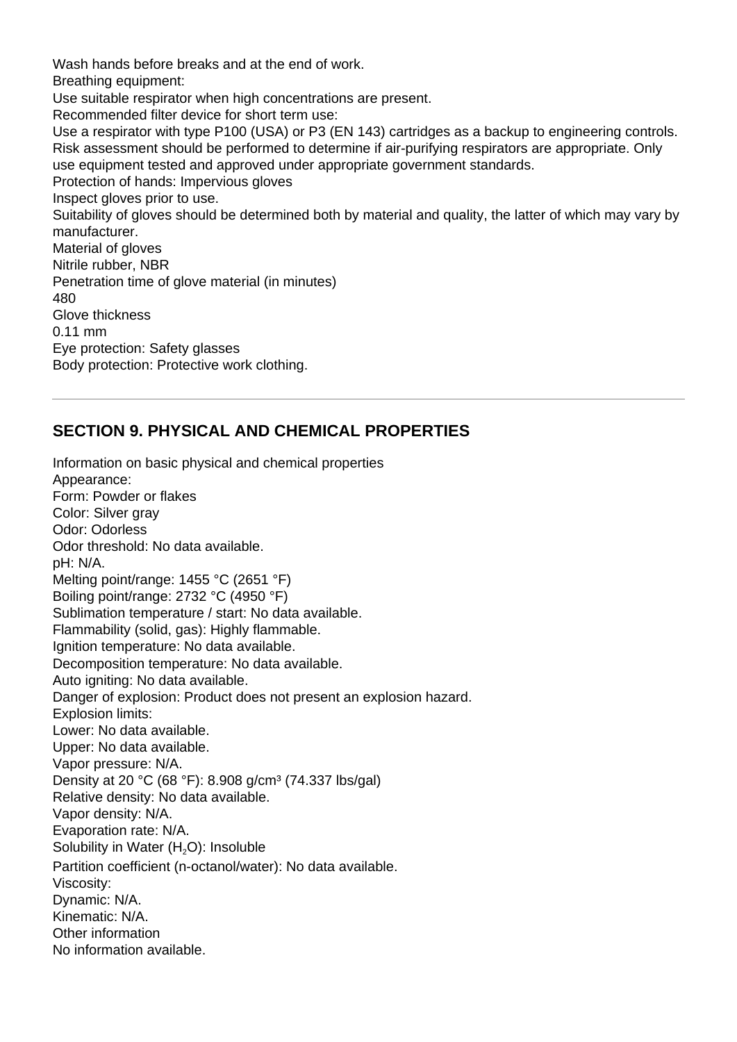Wash hands before breaks and at the end of work.
Breathing equipment:
Use suitable respirator when high concentrations are present.
Recommended filter device for short term use:
Use a respirator with type P100 (USA) or P3 (EN 143) cartridges as a backup to engineering controls. Risk assessment should be performed to determine if air-purifying respirators are appropriate. Only use equipment tested and approved under appropriate government standards.
Protection of hands: Impervious gloves
Inspect gloves prior to use.
Suitability of gloves should be determined both by material and quality, the latter of which may vary by manufacturer.
Material of gloves
Nitrile rubber, NBR
Penetration time of glove material (in minutes)
480
Glove thickness
0.11 mm
Eye protection: Safety glasses
Body protection: Protective work clothing.

---

## SECTION 9. PHYSICAL AND CHEMICAL PROPERTIES

Information on basic physical and chemical properties
Appearance:
Form: Powder or flakes
Color: Silver gray
Odor: Odorless
Odor threshold: No data available.
pH: N/A.
Melting point/range: 1455 °C (2651 °F)
Boiling point/range: 2732 °C (4950 °F)
Sublimation temperature / start: No data available.
Flammability (solid, gas): Highly flammable.
Ignition temperature: No data available.
Decomposition temperature: No data available.
Auto igniting: No data available.
Danger of explosion: Product does not present an explosion hazard.
Explosion limits:
Lower: No data available.
Upper: No data available.
Vapor pressure: N/A.
Density at 20 °C (68 °F): 8.908 g/cm³ (74.337 lbs/gal)
Relative density: No data available.
Vapor density: N/A.
Evaporation rate: N/A.
Solubility in Water ($H_2O$): Insoluble
Partition coefficient (n-octanol/water): No data available.
Viscosity:
Dynamic: N/A.
Kinematic: N/A.
Other information
No information available.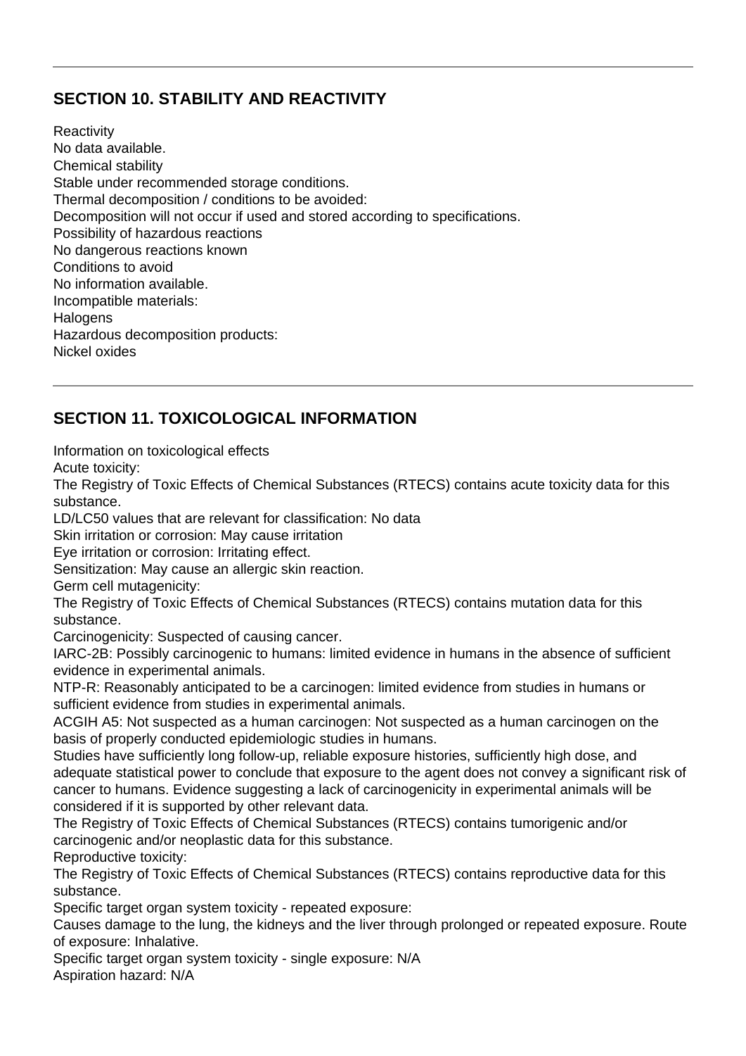## SECTION 10. STABILITY AND REACTIVITY

Reactivity
No data available.
Chemical stability
Stable under recommended storage conditions.
Thermal decomposition / conditions to be avoided:
Decomposition will not occur if used and stored according to specifications.
Possibility of hazardous reactions
No dangerous reactions known
Conditions to avoid
No information available.
Incompatible materials:
Halogens
Hazardous decomposition products:
Nickel oxides

## SECTION 11. TOXICOLOGICAL INFORMATION

Information on toxicological effects
Acute toxicity:
The Registry of Toxic Effects of Chemical Substances (RTECS) contains acute toxicity data for this substance.
LD/LC50 values that are relevant for classification: No data
Skin irritation or corrosion: May cause irritation
Eye irritation or corrosion: Irritating effect.
Sensitization: May cause an allergic skin reaction.
Germ cell mutagenicity:
The Registry of Toxic Effects of Chemical Substances (RTECS) contains mutation data for this substance.
Carcinogenicity: Suspected of causing cancer.
IARC-2B: Possibly carcinogenic to humans: limited evidence in humans in the absence of sufficient evidence in experimental animals.
NTP-R: Reasonably anticipated to be a carcinogen: limited evidence from studies in humans or sufficient evidence from studies in experimental animals.
ACGIH A5: Not suspected as a human carcinogen: Not suspected as a human carcinogen on the basis of properly conducted epidemiologic studies in humans.
Studies have sufficiently long follow-up, reliable exposure histories, sufficiently high dose, and adequate statistical power to conclude that exposure to the agent does not convey a significant risk of cancer to humans. Evidence suggesting a lack of carcinogenicity in experimental animals will be considered if it is supported by other relevant data.
The Registry of Toxic Effects of Chemical Substances (RTECS) contains tumorigenic and/or carcinogenic and/or neoplastic data for this substance.
Reproductive toxicity:
The Registry of Toxic Effects of Chemical Substances (RTECS) contains reproductive data for this substance.
Specific target organ system toxicity - repeated exposure:
Causes damage to the lung, the kidneys and the liver through prolonged or repeated exposure. Route of exposure: Inhalative.
Specific target organ system toxicity - single exposure: N/A
Aspiration hazard: N/A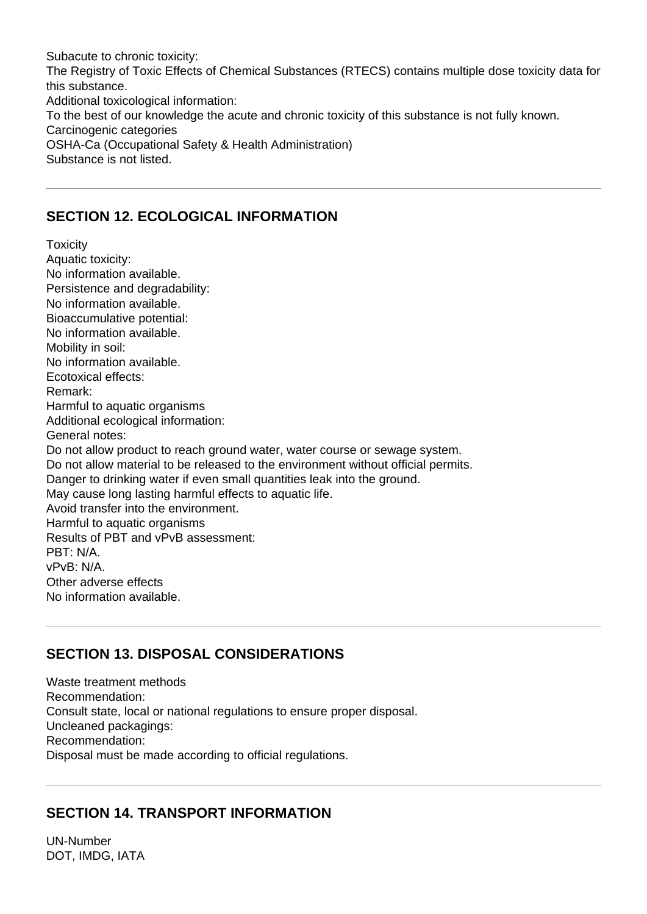Subacute to chronic toxicity:
The Registry of Toxic Effects of Chemical Substances (RTECS) contains multiple dose toxicity data for this substance.
Additional toxicological information:
To the best of our knowledge the acute and chronic toxicity of this substance is not fully known.
Carcinogenic categories
OSHA-Ca (Occupational Safety & Health Administration)
Substance is not listed.

---

## SECTION 12. ECOLOGICAL INFORMATION

Toxicity
Aquatic toxicity:
No information available.
Persistence and degradability:
No information available.
Bioaccumulative potential:
No information available.
Mobility in soil:
No information available.
Ecotoxical effects:
Remark:
Harmful to aquatic organisms
Additional ecological information:
General notes:
Do not allow product to reach ground water, water course or sewage system.
Do not allow material to be released to the environment without official permits.
Danger to drinking water if even small quantities leak into the ground.
May cause long lasting harmful effects to aquatic life.
Avoid transfer into the environment.
Harmful to aquatic organisms
Results of PBT and vPvB assessment:
PBT: N/A.
vPvB: N/A.
Other adverse effects
No information available.

---

## SECTION 13. DISPOSAL CONSIDERATIONS

Waste treatment methods
Recommendation:
Consult state, local or national regulations to ensure proper disposal.
Uncleaned packagings:
Recommendation:
Disposal must be made according to official regulations.

---

## SECTION 14. TRANSPORT INFORMATION

UN-Number
DOT, IMDG, IATA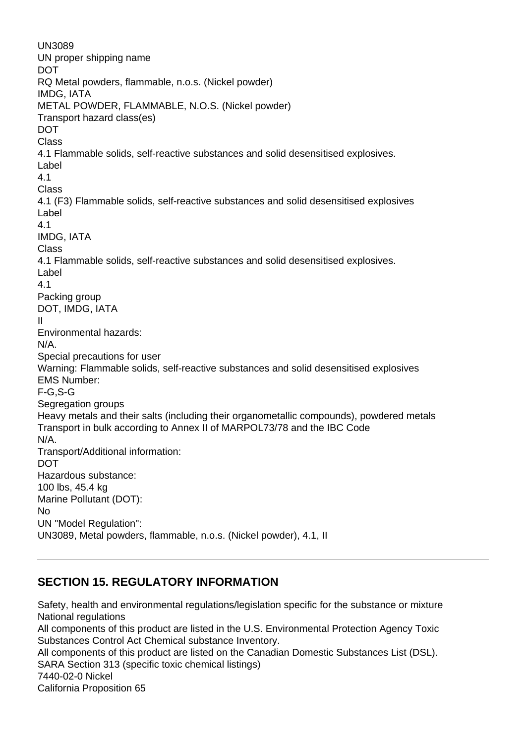UN3089

UN proper shipping name

DOT

RQ Metal powders, flammable, n.o.s. (Nickel powder)

IMDG, IATA

METAL POWDER, FLAMMABLE, N.O.S. (Nickel powder)

Transport hazard class(es)

DOT

Class

4.1 Flammable solids, self-reactive substances and solid desensitised explosives.

Label

4.1

Class

4.1 (F3) Flammable solids, self-reactive substances and solid desensitised explosives

Label

4.1

IMDG, IATA

Class

4.1 Flammable solids, self-reactive substances and solid desensitised explosives.

Label

4.1

Packing group

DOT, IMDG, IATA

II

Environmental hazards:

N/A.

Special precautions for user

Warning: Flammable solids, self-reactive substances and solid desensitised explosives

EMS Number:

F-G,S-G

Segregation groups

Heavy metals and their salts (including their organometallic compounds), powdered metals

Transport in bulk according to Annex II of MARPOL73/78 and the IBC Code

N/A.

Transport/Additional information:

DOT

Hazardous substance:

100 lbs, 45.4 kg

Marine Pollutant (DOT):

No

UN "Model Regulation":

UN3089, Metal powders, flammable, n.o.s. (Nickel powder), 4.1, II

---

## SECTION 15. REGULATORY INFORMATION

Safety, health and environmental regulations/legislation specific for the substance or mixture

National regulations

All components of this product are listed in the U.S. Environmental Protection Agency Toxic Substances Control Act Chemical substance Inventory.

All components of this product are listed on the Canadian Domestic Substances List (DSL).

SARA Section 313 (specific toxic chemical listings)

7440-02-0 Nickel

California Proposition 65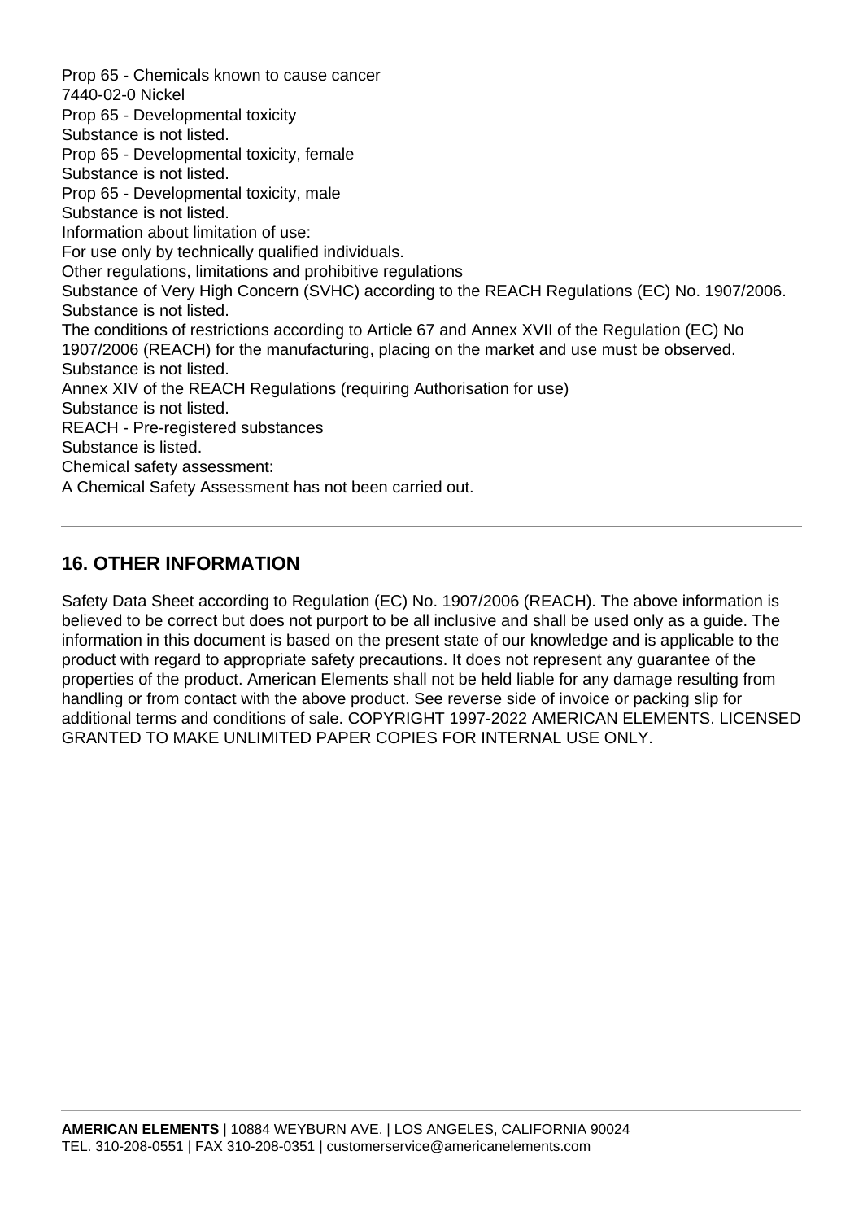Prop 65 - Chemicals known to cause cancer
7440-02-0 Nickel
Prop 65 - Developmental toxicity
Substance is not listed.
Prop 65 - Developmental toxicity, female
Substance is not listed.
Prop 65 - Developmental toxicity, male
Substance is not listed.
Information about limitation of use:
For use only by technically qualified individuals.
Other regulations, limitations and prohibitive regulations
Substance of Very High Concern (SVHC) according to the REACH Regulations (EC) No. 1907/2006.
Substance is not listed.
The conditions of restrictions according to Article 67 and Annex XVII of the Regulation (EC) No 1907/2006 (REACH) for the manufacturing, placing on the market and use must be observed.
Substance is not listed.
Annex XIV of the REACH Regulations (requiring Authorisation for use)
Substance is not listed.
REACH - Pre-registered substances
Substance is listed.
Chemical safety assessment:
A Chemical Safety Assessment has not been carried out.

---

## 16. OTHER INFORMATION

Safety Data Sheet according to Regulation (EC) No. 1907/2006 (REACH). The above information is believed to be correct but does not purport to be all inclusive and shall be used only as a guide. The information in this document is based on the present state of our knowledge and is applicable to the product with regard to appropriate safety precautions. It does not represent any guarantee of the properties of the product. American Elements shall not be held liable for any damage resulting from handling or from contact with the above product. See reverse side of invoice or packing slip for additional terms and conditions of sale. COPYRIGHT 1997-2022 AMERICAN ELEMENTS. LICENSED GRANTED TO MAKE UNLIMITED PAPER COPIES FOR INTERNAL USE ONLY.